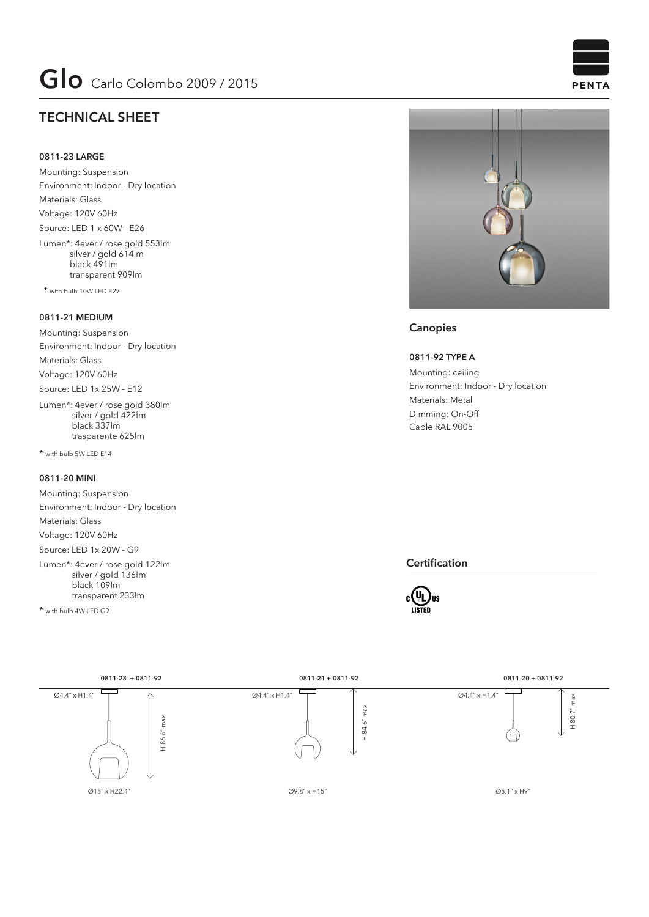# Glo Carlo Colombo 2009 / 2015

PENTA

## TECHNICAL SHEET

### 0811-23 LARGE

Mounting: Suspension
Environment: Indoor - Dry location
Materials: Glass
Voltage: 120V 60Hz
Source: LED 1 x 60W - E26
Lumen*: 4ever / rose gold 553lm
silver / gold 614lm
black 491lm
transparent 909lm

* with bulb 10W LED E27

### 0811-21 MEDIUM

Mounting: Suspension
Environment: Indoor - Dry location
Materials: Glass
Voltage: 120V 60Hz
Source: LED 1x 25W - E12
Lumen*: 4ever / rose gold 380lm
silver / gold 422lm
black 337lm
trasparente 625lm

* with bulb 5W LED E14

### 0811-20 MINI

Mounting: Suspension
Environment: Indoor - Dry location
Materials: Glass
Voltage: 120V 60Hz
Source: LED 1x 20W - G9
Lumen*: 4ever / rose gold 122lm
silver / gold 136lm
black 109lm
transparent 233lm

* with bulb 4W LED G9

## Canopies

### 0811-92 TYPE A

Mounting: ceiling
Environment: Indoor - Dry location
Materials: Metal
Dimming: On-Off
Cable RAL 9005

## Certification

c UL us LISTED

**0811-23 + 0811-92**

Ø4.4" x H1.4"
H 86.6" max
Ø15" x H22.4"

**0811-21 + 0811-92**

Ø4.4" x H1.4"
H 84.6" max
Ø9.8" x H15"

**0811-20 + 0811-92**

Ø4.4" x H1.4"
H 80.7" max
Ø5.1" x H9"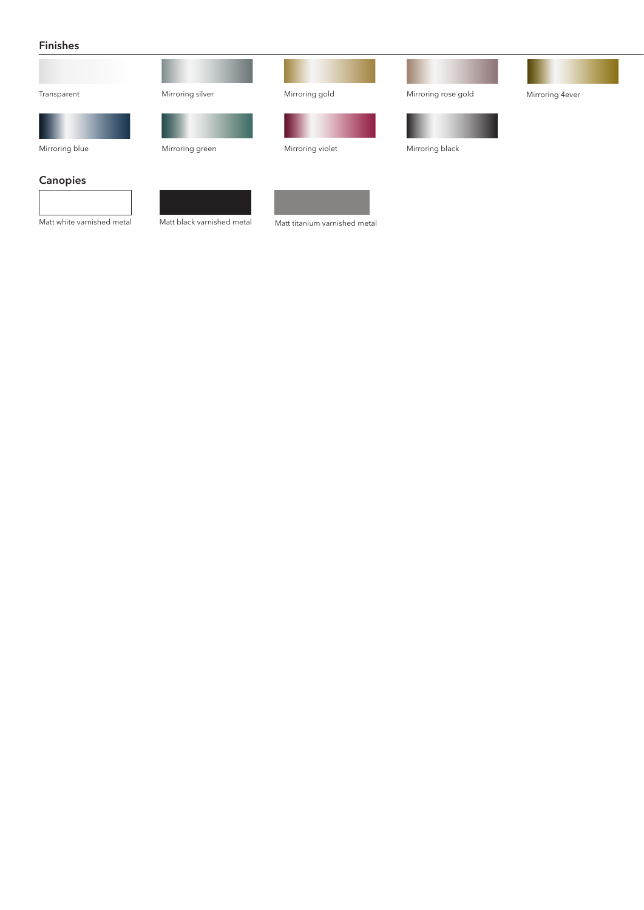## Finishes

- Transparent
- Mirroring silver
- Mirroring gold
- Mirroring rose gold
- Mirroring 4ever
- Mirroring blue
- Mirroring green
- Mirroring violet
- Mirroring black

## Canopies

- Matt white varnished metal
- Matt black varnished metal
- Matt titanium varnished metal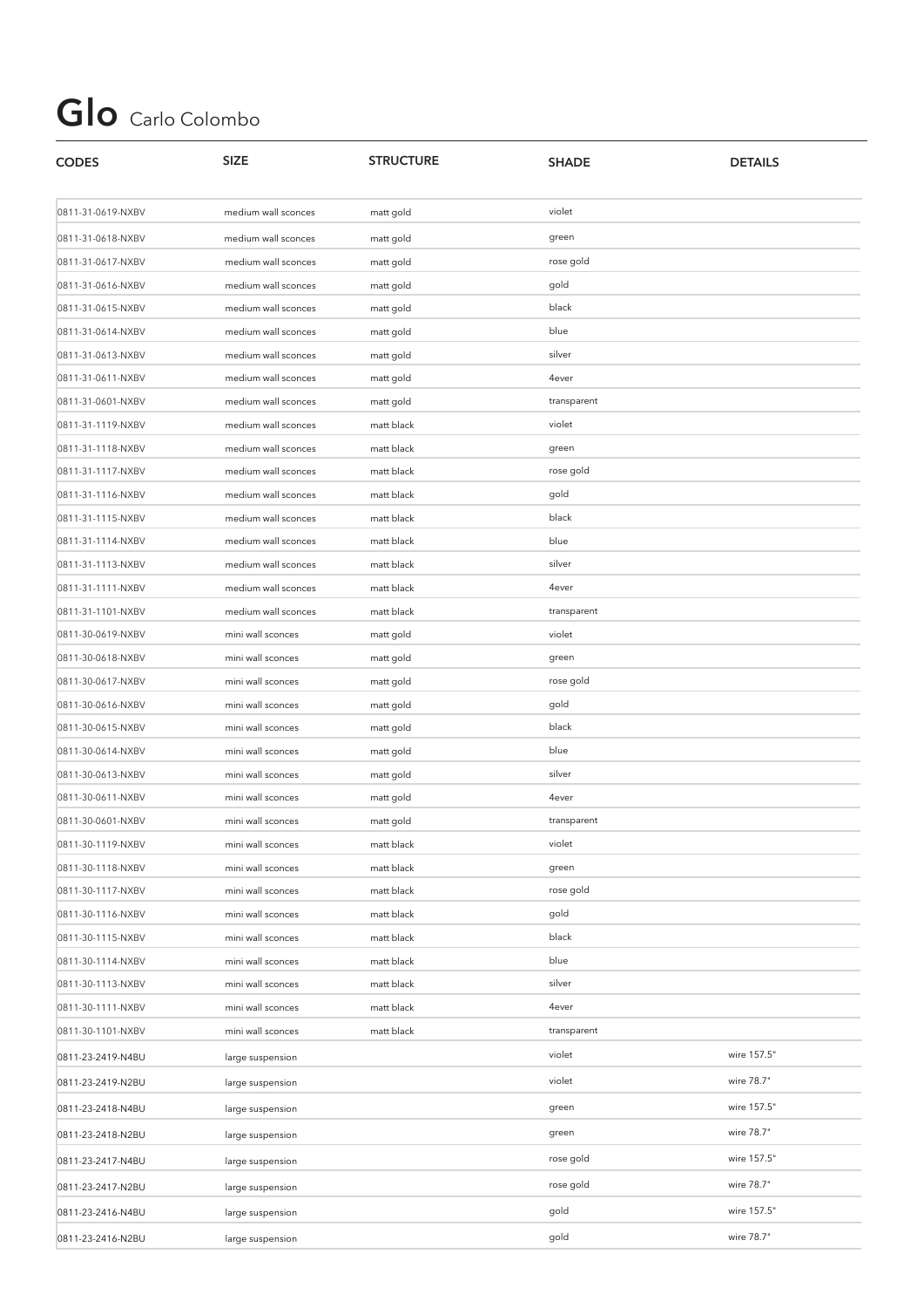# Glo Carlo Colombo

| CODES | SIZE | STRUCTURE | SHADE | DETAILS |
|---|---|---|---|---|
| 0811-31-0619-NXBV | medium wall sconces | matt gold | violet | |
| 0811-31-0618-NXBV | medium wall sconces | matt gold | green | |
| 0811-31-0617-NXBV | medium wall sconces | matt gold | rose gold | |
| 0811-31-0616-NXBV | medium wall sconces | matt gold | gold | |
| 0811-31-0615-NXBV | medium wall sconces | matt gold | black | |
| 0811-31-0614-NXBV | medium wall sconces | matt gold | blue | |
| 0811-31-0613-NXBV | medium wall sconces | matt gold | silver | |
| 0811-31-0611-NXBV | medium wall sconces | matt gold | 4ever | |
| 0811-31-0601-NXBV | medium wall sconces | matt gold | transparent | |
| 0811-31-1119-NXBV | medium wall sconces | matt black | violet | |
| 0811-31-1118-NXBV | medium wall sconces | matt black | green | |
| 0811-31-1117-NXBV | medium wall sconces | matt black | rose gold | |
| 0811-31-1116-NXBV | medium wall sconces | matt black | gold | |
| 0811-31-1115-NXBV | medium wall sconces | matt black | black | |
| 0811-31-1114-NXBV | medium wall sconces | matt black | blue | |
| 0811-31-1113-NXBV | medium wall sconces | matt black | silver | |
| 0811-31-1111-NXBV | medium wall sconces | matt black | 4ever | |
| 0811-31-1101-NXBV | medium wall sconces | matt black | transparent | |
| 0811-30-0619-NXBV | mini wall sconces | matt gold | violet | |
| 0811-30-0618-NXBV | mini wall sconces | matt gold | green | |
| 0811-30-0617-NXBV | mini wall sconces | matt gold | rose gold | |
| 0811-30-0616-NXBV | mini wall sconces | matt gold | gold | |
| 0811-30-0615-NXBV | mini wall sconces | matt gold | black | |
| 0811-30-0614-NXBV | mini wall sconces | matt gold | blue | |
| 0811-30-0613-NXBV | mini wall sconces | matt gold | silver | |
| 0811-30-0611-NXBV | mini wall sconces | matt gold | 4ever | |
| 0811-30-0601-NXBV | mini wall sconces | matt gold | transparent | |
| 0811-30-1119-NXBV | mini wall sconces | matt black | violet | |
| 0811-30-1118-NXBV | mini wall sconces | matt black | green | |
| 0811-30-1117-NXBV | mini wall sconces | matt black | rose gold | |
| 0811-30-1116-NXBV | mini wall sconces | matt black | gold | |
| 0811-30-1115-NXBV | mini wall sconces | matt black | black | |
| 0811-30-1114-NXBV | mini wall sconces | matt black | blue | |
| 0811-30-1113-NXBV | mini wall sconces | matt black | silver | |
| 0811-30-1111-NXBV | mini wall sconces | matt black | 4ever | |
| 0811-30-1101-NXBV | mini wall sconces | matt black | transparent | |
| 0811-23-2419-N4BU | large suspension | | violet | wire 157.5" |
| 0811-23-2419-N2BU | large suspension | | violet | wire 78.7" |
| 0811-23-2418-N4BU | large suspension | | green | wire 157.5" |
| 0811-23-2418-N2BU | large suspension | | green | wire 78.7" |
| 0811-23-2417-N4BU | large suspension | | rose gold | wire 157.5" |
| 0811-23-2417-N2BU | large suspension | | rose gold | wire 78.7" |
| 0811-23-2416-N4BU | large suspension | | gold | wire 157.5" |
| 0811-23-2416-N2BU | large suspension | | gold | wire 78.7" |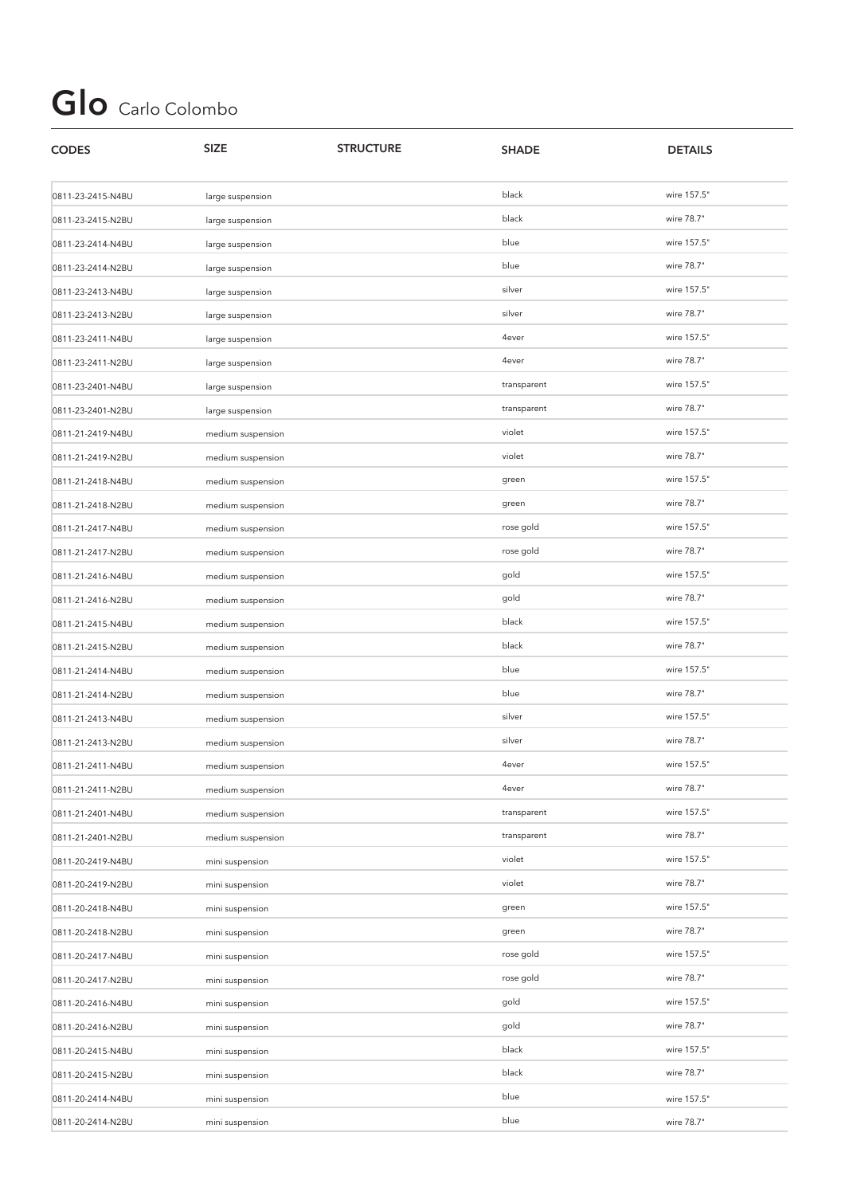# Glo Carlo Colombo

| CODES | SIZE | STRUCTURE | SHADE | DETAILS |
|---|---|---|---|---|
| 0811-23-2415-N4BU | large suspension | | black | wire 157.5" |
| 0811-23-2415-N2BU | large suspension | | black | wire 78.7" |
| 0811-23-2414-N4BU | large suspension | | blue | wire 157.5" |
| 0811-23-2414-N2BU | large suspension | | blue | wire 78.7" |
| 0811-23-2413-N4BU | large suspension | | silver | wire 157.5" |
| 0811-23-2413-N2BU | large suspension | | silver | wire 78.7" |
| 0811-23-2411-N4BU | large suspension | | 4ever | wire 157.5" |
| 0811-23-2411-N2BU | large suspension | | 4ever | wire 78.7" |
| 0811-23-2401-N4BU | large suspension | | transparent | wire 157.5" |
| 0811-23-2401-N2BU | large suspension | | transparent | wire 78.7" |
| 0811-21-2419-N4BU | medium suspension | | violet | wire 157.5" |
| 0811-21-2419-N2BU | medium suspension | | violet | wire 78.7" |
| 0811-21-2418-N4BU | medium suspension | | green | wire 157.5" |
| 0811-21-2418-N2BU | medium suspension | | green | wire 78.7" |
| 0811-21-2417-N4BU | medium suspension | | rose gold | wire 157.5" |
| 0811-21-2417-N2BU | medium suspension | | rose gold | wire 78.7" |
| 0811-21-2416-N4BU | medium suspension | | gold | wire 157.5" |
| 0811-21-2416-N2BU | medium suspension | | gold | wire 78.7" |
| 0811-21-2415-N4BU | medium suspension | | black | wire 157.5" |
| 0811-21-2415-N2BU | medium suspension | | black | wire 78.7" |
| 0811-21-2414-N4BU | medium suspension | | blue | wire 157.5" |
| 0811-21-2414-N2BU | medium suspension | | blue | wire 78.7" |
| 0811-21-2413-N4BU | medium suspension | | silver | wire 157.5" |
| 0811-21-2413-N2BU | medium suspension | | silver | wire 78.7" |
| 0811-21-2411-N4BU | medium suspension | | 4ever | wire 157.5" |
| 0811-21-2411-N2BU | medium suspension | | 4ever | wire 78.7" |
| 0811-21-2401-N4BU | medium suspension | | transparent | wire 157.5" |
| 0811-21-2401-N2BU | medium suspension | | transparent | wire 78.7" |
| 0811-20-2419-N4BU | mini suspension | | violet | wire 157.5" |
| 0811-20-2419-N2BU | mini suspension | | violet | wire 78.7" |
| 0811-20-2418-N4BU | mini suspension | | green | wire 157.5" |
| 0811-20-2418-N2BU | mini suspension | | green | wire 78.7" |
| 0811-20-2417-N4BU | mini suspension | | rose gold | wire 157.5" |
| 0811-20-2417-N2BU | mini suspension | | rose gold | wire 78.7" |
| 0811-20-2416-N4BU | mini suspension | | gold | wire 157.5" |
| 0811-20-2416-N2BU | mini suspension | | gold | wire 78.7" |
| 0811-20-2415-N4BU | mini suspension | | black | wire 157.5" |
| 0811-20-2415-N2BU | mini suspension | | black | wire 78.7" |
| 0811-20-2414-N4BU | mini suspension | | blue | wire 157.5" |
| 0811-20-2414-N2BU | mini suspension | | blue | wire 78.7" |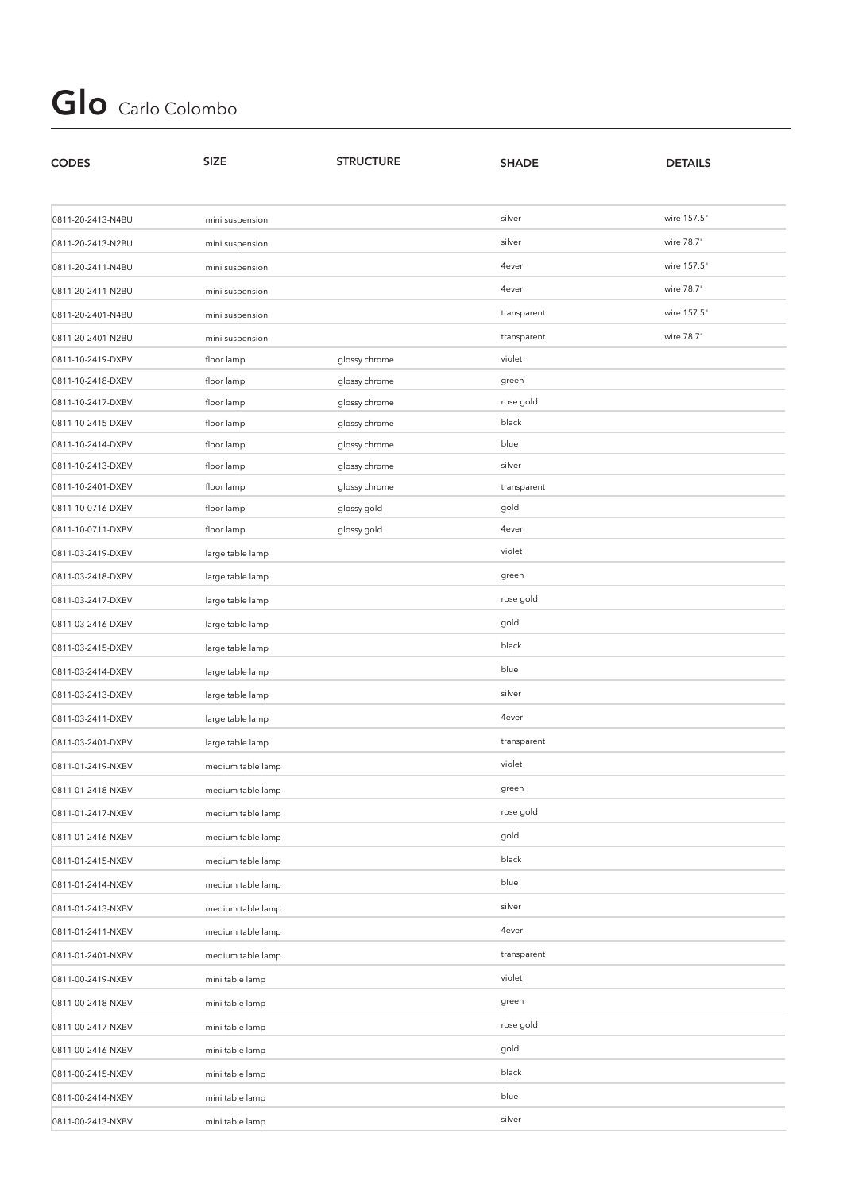# Glo Carlo Colombo

| CODES | SIZE | STRUCTURE | SHADE | DETAILS |
|---|---|---|---|---|
| 0811-20-2413-N4BU | mini suspension | | silver | wire 157.5" |
| 0811-20-2413-N2BU | mini suspension | | silver | wire 78.7" |
| 0811-20-2411-N4BU | mini suspension | | 4ever | wire 157.5" |
| 0811-20-2411-N2BU | mini suspension | | 4ever | wire 78.7" |
| 0811-20-2401-N4BU | mini suspension | | transparent | wire 157.5" |
| 0811-20-2401-N2BU | mini suspension | | transparent | wire 78.7" |
| 0811-10-2419-DXBV | floor lamp | glossy chrome | violet | |
| 0811-10-2418-DXBV | floor lamp | glossy chrome | green | |
| 0811-10-2417-DXBV | floor lamp | glossy chrome | rose gold | |
| 0811-10-2415-DXBV | floor lamp | glossy chrome | black | |
| 0811-10-2414-DXBV | floor lamp | glossy chrome | blue | |
| 0811-10-2413-DXBV | floor lamp | glossy chrome | silver | |
| 0811-10-2401-DXBV | floor lamp | glossy chrome | transparent | |
| 0811-10-0716-DXBV | floor lamp | glossy gold | gold | |
| 0811-10-0711-DXBV | floor lamp | glossy gold | 4ever | |
| 0811-03-2419-DXBV | large table lamp | | violet | |
| 0811-03-2418-DXBV | large table lamp | | green | |
| 0811-03-2417-DXBV | large table lamp | | rose gold | |
| 0811-03-2416-DXBV | large table lamp | | gold | |
| 0811-03-2415-DXBV | large table lamp | | black | |
| 0811-03-2414-DXBV | large table lamp | | blue | |
| 0811-03-2413-DXBV | large table lamp | | silver | |
| 0811-03-2411-DXBV | large table lamp | | 4ever | |
| 0811-03-2401-DXBV | large table lamp | | transparent | |
| 0811-01-2419-NXBV | medium table lamp | | violet | |
| 0811-01-2418-NXBV | medium table lamp | | green | |
| 0811-01-2417-NXBV | medium table lamp | | rose gold | |
| 0811-01-2416-NXBV | medium table lamp | | gold | |
| 0811-01-2415-NXBV | medium table lamp | | black | |
| 0811-01-2414-NXBV | medium table lamp | | blue | |
| 0811-01-2413-NXBV | medium table lamp | | silver | |
| 0811-01-2411-NXBV | medium table lamp | | 4ever | |
| 0811-01-2401-NXBV | medium table lamp | | transparent | |
| 0811-00-2419-NXBV | mini table lamp | | violet | |
| 0811-00-2418-NXBV | mini table lamp | | green | |
| 0811-00-2417-NXBV | mini table lamp | | rose gold | |
| 0811-00-2416-NXBV | mini table lamp | | gold | |
| 0811-00-2415-NXBV | mini table lamp | | black | |
| 0811-00-2414-NXBV | mini table lamp | | blue | |
| 0811-00-2413-NXBV | mini table lamp | | silver | |